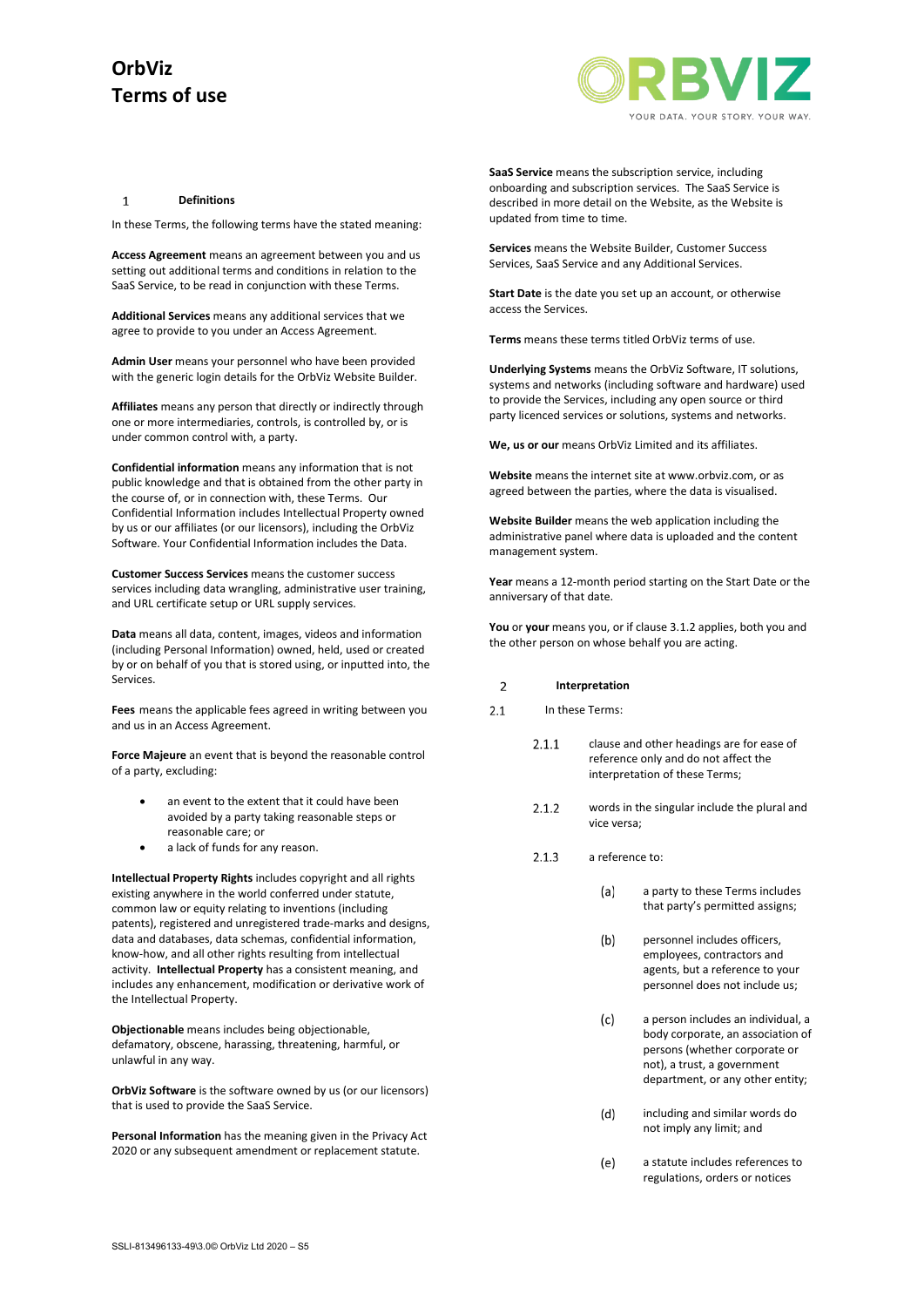# OrbViz
# Terms of use

## 1 Definitions

In these Terms, the following terms have the stated meaning:

**Access Agreement** means an agreement between you and us setting out additional terms and conditions in relation to the SaaS Service, to be read in conjunction with these Terms.

**Additional Services** means any additional services that we agree to provide to you under an Access Agreement.

**Admin User** means your personnel who have been provided with the generic login details for the OrbViz Website Builder.

**Affiliates** means any person that directly or indirectly through one or more intermediaries, controls, is controlled by, or is under common control with, a party.

**Confidential information** means any information that is not public knowledge and that is obtained from the other party in the course of, or in connection with, these Terms. Our Confidential Information includes Intellectual Property owned by us or our affiliates (or our licensors), including the OrbViz Software. Your Confidential Information includes the Data.

**Customer Success Services** means the customer success services including data wrangling, administrative user training, and URL certificate setup or URL supply services.

**Data** means all data, content, images, videos and information (including Personal Information) owned, held, used or created by or on behalf of you that is stored using, or inputted into, the Services.

**Fees** means the applicable fees agreed in writing between you and us in an Access Agreement.

**Force Majeure** an event that is beyond the reasonable control of a party, excluding:

- an event to the extent that it could have been avoided by a party taking reasonable steps or reasonable care; or
- a lack of funds for any reason.

**Intellectual Property Rights** includes copyright and all rights existing anywhere in the world conferred under statute, common law or equity relating to inventions (including patents), registered and unregistered trade-marks and designs, data and databases, data schemas, confidential information, know-how, and all other rights resulting from intellectual activity. **Intellectual Property** has a consistent meaning, and includes any enhancement, modification or derivative work of the Intellectual Property.

**Objectionable** means includes being objectionable, defamatory, obscene, harassing, threatening, harmful, or unlawful in any way.

**OrbViz Software** is the software owned by us (or our licensors) that is used to provide the SaaS Service.

**Personal Information** has the meaning given in the Privacy Act 2020 or any subsequent amendment or replacement statute.

**SaaS Service** means the subscription service, including onboarding and subscription services. The SaaS Service is described in more detail on the Website, as the Website is updated from time to time.

**Services** means the Website Builder, Customer Success Services, SaaS Service and any Additional Services.

**Start Date** is the date you set up an account, or otherwise access the Services.

**Terms** means these terms titled OrbViz terms of use.

**Underlying Systems** means the OrbViz Software, IT solutions, systems and networks (including software and hardware) used to provide the Services, including any open source or third party licenced services or solutions, systems and networks.

**We, us or our** means OrbViz Limited and its affiliates.

**Website** means the internet site at www.orbviz.com, or as agreed between the parties, where the data is visualised.

**Website Builder** means the web application including the administrative panel where data is uploaded and the content management system.

**Year** means a 12-month period starting on the Start Date or the anniversary of that date.

**You** or **your** means you, or if clause 3.1.2 applies, both you and the other person on whose behalf you are acting.

## 2 Interpretation

2.1 In these Terms:

2.1.1 clause and other headings are for ease of reference only and do not affect the interpretation of these Terms;

2.1.2 words in the singular include the plural and vice versa;

2.1.3 a reference to:

(a) a party to these Terms includes that party's permitted assigns;

(b) personnel includes officers, employees, contractors and agents, but a reference to your personnel does not include us;

(c) a person includes an individual, a body corporate, an association of persons (whether corporate or not), a trust, a government department, or any other entity;

(d) including and similar words do not imply any limit; and

(e) a statute includes references to regulations, orders or notices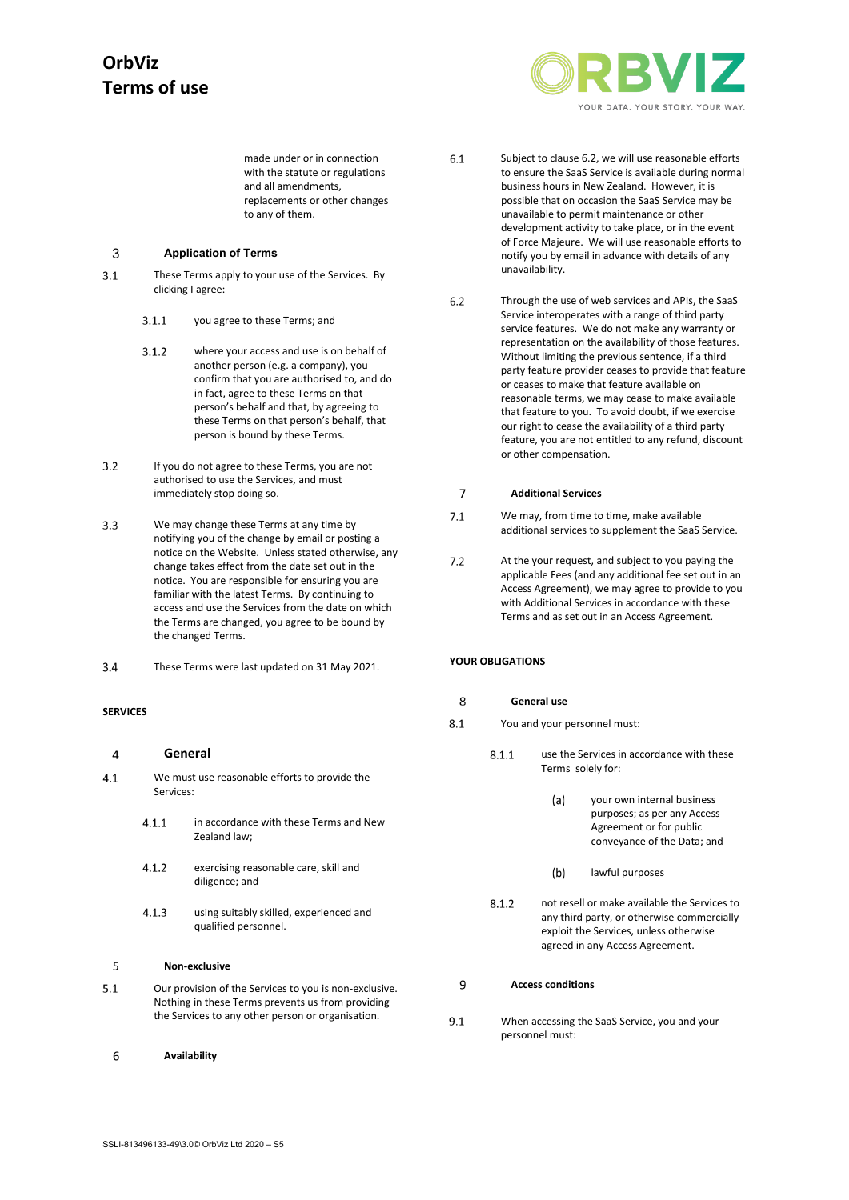made under or in connection with the statute or regulations and all amendments, replacements or other changes to any of them.

## 3 Application of Terms

3.1 These Terms apply to your use of the Services. By clicking I agree:

3.1.1 you agree to these Terms; and

3.1.2 where your access and use is on behalf of another person (e.g. a company), you confirm that you are authorised to, and do in fact, agree to these Terms on that person's behalf and that, by agreeing to these Terms on that person's behalf, that person is bound by these Terms.

3.2 If you do not agree to these Terms, you are not authorised to use the Services, and must immediately stop doing so.

3.3 We may change these Terms at any time by notifying you of the change by email or posting a notice on the Website. Unless stated otherwise, any change takes effect from the date set out in the notice. You are responsible for ensuring you are familiar with the latest Terms. By continuing to access and use the Services from the date on which the Terms are changed, you agree to be bound by the changed Terms.

3.4 These Terms were last updated on 31 May 2021.

# SERVICES

## 4 General

4.1 We must use reasonable efforts to provide the Services:

4.1.1 in accordance with these Terms and New Zealand law;

4.1.2 exercising reasonable care, skill and diligence; and

4.1.3 using suitably skilled, experienced and qualified personnel.

## 5 Non-exclusive

5.1 Our provision of the Services to you is non-exclusive. Nothing in these Terms prevents us from providing the Services to any other person or organisation.

## 6 Availability

6.1 Subject to clause 6.2, we will use reasonable efforts to ensure the SaaS Service is available during normal business hours in New Zealand. However, it is possible that on occasion the SaaS Service may be unavailable to permit maintenance or other development activity to take place, or in the event of Force Majeure. We will use reasonable efforts to notify you by email in advance with details of any unavailability.

6.2 Through the use of web services and APIs, the SaaS Service interoperates with a range of third party service features. We do not make any warranty or representation on the availability of those features. Without limiting the previous sentence, if a third party feature provider ceases to provide that feature or ceases to make that feature available on reasonable terms, we may cease to make available that feature to you. To avoid doubt, if we exercise our right to cease the availability of a third party feature, you are not entitled to any refund, discount or other compensation.

## 7 Additional Services

7.1 We may, from time to time, make available additional services to supplement the SaaS Service.

7.2 At the your request, and subject to you paying the applicable Fees (and any additional fee set out in an Access Agreement), we may agree to provide to you with Additional Services in accordance with these Terms and as set out in an Access Agreement.

# YOUR OBLIGATIONS

## 8 General use

8.1 You and your personnel must:

8.1.1 use the Services in accordance with these Terms solely for:

(a) your own internal business purposes; as per any Access Agreement or for public conveyance of the Data; and

(b) lawful purposes

8.1.2 not resell or make available the Services to any third party, or otherwise commercially exploit the Services, unless otherwise agreed in any Access Agreement.

## 9 Access conditions

9.1 When accessing the SaaS Service, you and your personnel must: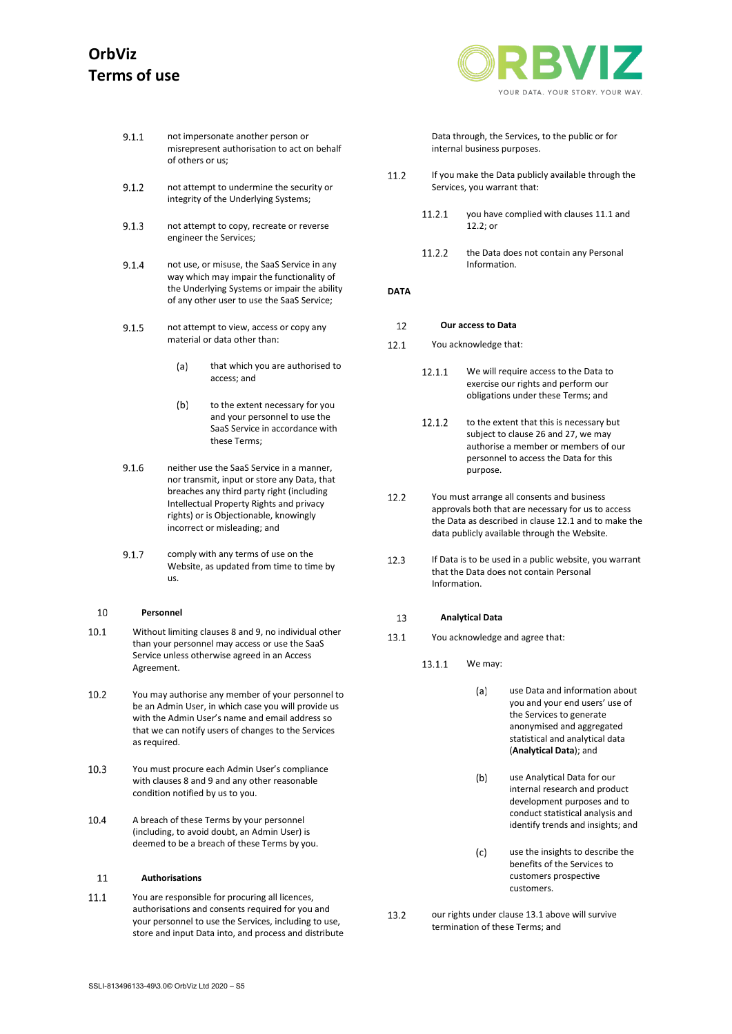9.1.1 not impersonate another person or misrepresent authorisation to act on behalf of others or us;

9.1.2 not attempt to undermine the security or integrity of the Underlying Systems;

9.1.3 not attempt to copy, recreate or reverse engineer the Services;

9.1.4 not use, or misuse, the SaaS Service in any way which may impair the functionality of the Underlying Systems or impair the ability of any other user to use the SaaS Service;

9.1.5 not attempt to view, access or copy any material or data other than:

(a) that which you are authorised to access; and

(b) to the extent necessary for you and your personnel to use the SaaS Service in accordance with these Terms;

9.1.6 neither use the SaaS Service in a manner, nor transmit, input or store any Data, that breaches any third party right (including Intellectual Property Rights and privacy rights) or is Objectionable, knowingly incorrect or misleading; and

9.1.7 comply with any terms of use on the Website, as updated from time to time by us.

## 10 Personnel

10.1 Without limiting clauses 8 and 9, no individual other than your personnel may access or use the SaaS Service unless otherwise agreed in an Access Agreement.

10.2 You may authorise any member of your personnel to be an Admin User, in which case you will provide us with the Admin User's name and email address so that we can notify users of changes to the Services as required.

10.3 You must procure each Admin User's compliance with clauses 8 and 9 and any other reasonable condition notified by us to you.

10.4 A breach of these Terms by your personnel (including, to avoid doubt, an Admin User) is deemed to be a breach of these Terms by you.

## 11 Authorisations

11.1 You are responsible for procuring all licences, authorisations and consents required for you and your personnel to use the Services, including to use, store and input Data into, and process and distribute Data through, the Services, to the public or for internal business purposes.

11.2 If you make the Data publicly available through the Services, you warrant that:

11.2.1 you have complied with clauses 11.1 and 12.2; or

11.2.2 the Data does not contain any Personal Information.

# DATA

## 12 Our access to Data

12.1 You acknowledge that:

12.1.1 We will require access to the Data to exercise our rights and perform our obligations under these Terms; and

12.1.2 to the extent that this is necessary but subject to clause 26 and 27, we may authorise a member or members of our personnel to access the Data for this purpose.

12.2 You must arrange all consents and business approvals both that are necessary for us to access the Data as described in clause 12.1 and to make the data publicly available through the Website.

12.3 If Data is to be used in a public website, you warrant that the Data does not contain Personal Information.

## 13 Analytical Data

13.1 You acknowledge and agree that:

13.1.1 We may:

(a) use Data and information about you and your end users' use of the Services to generate anonymised and aggregated statistical and analytical data (**Analytical Data**); and

(b) use Analytical Data for our internal research and product development purposes and to conduct statistical analysis and identify trends and insights; and

(c) use the insights to describe the benefits of the Services to customers prospective customers.

13.2 our rights under clause 13.1 above will survive termination of these Terms; and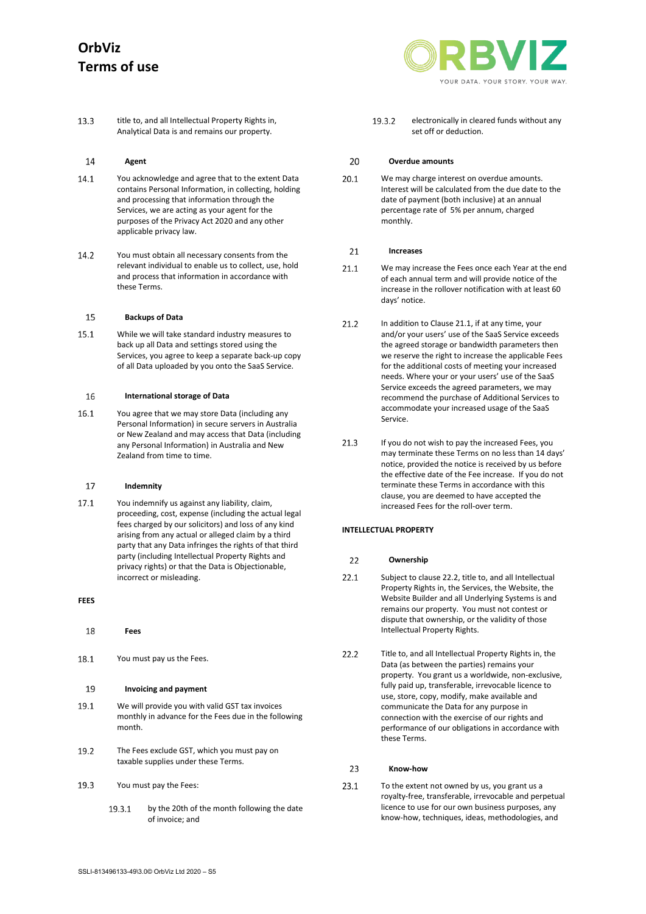13.3 title to, and all Intellectual Property Rights in, Analytical Data is and remains our property.

### 14 Agent

14.1 You acknowledge and agree that to the extent Data contains Personal Information, in collecting, holding and processing that information through the Services, we are acting as your agent for the purposes of the Privacy Act 2020 and any other applicable privacy law.

14.2 You must obtain all necessary consents from the relevant individual to enable us to collect, use, hold and process that information in accordance with these Terms.

### 15 Backups of Data

15.1 While we will take standard industry measures to back up all Data and settings stored using the Services, you agree to keep a separate back-up copy of all Data uploaded by you onto the SaaS Service.

### 16 International storage of Data

16.1 You agree that we may store Data (including any Personal Information) in secure servers in Australia or New Zealand and may access that Data (including any Personal Information) in Australia and New Zealand from time to time.

### 17 Indemnity

17.1 You indemnify us against any liability, claim, proceeding, cost, expense (including the actual legal fees charged by our solicitors) and loss of any kind arising from any actual or alleged claim by a third party that any Data infringes the rights of that third party (including Intellectual Property Rights and privacy rights) or that the Data is Objectionable, incorrect or misleading.

## FEES

### 18 Fees

18.1 You must pay us the Fees.

### 19 Invoicing and payment

19.1 We will provide you with valid GST tax invoices monthly in advance for the Fees due in the following month.

19.2 The Fees exclude GST, which you must pay on taxable supplies under these Terms.

19.3 You must pay the Fees:

19.3.1 by the 20th of the month following the date of invoice; and

19.3.2 electronically in cleared funds without any set off or deduction.

### 20 Overdue amounts

20.1 We may charge interest on overdue amounts. Interest will be calculated from the due date to the date of payment (both inclusive) at an annual percentage rate of 5% per annum, charged monthly.

### 21 Increases

21.1 We may increase the Fees once each Year at the end of each annual term and will provide notice of the increase in the rollover notification with at least 60 days' notice.

21.2 In addition to Clause 21.1, if at any time, your and/or your users' use of the SaaS Service exceeds the agreed storage or bandwidth parameters then we reserve the right to increase the applicable Fees for the additional costs of meeting your increased needs. Where your or your users' use of the SaaS Service exceeds the agreed parameters, we may recommend the purchase of Additional Services to accommodate your increased usage of the SaaS Service.

21.3 If you do not wish to pay the increased Fees, you may terminate these Terms on no less than 14 days' notice, provided the notice is received by us before the effective date of the Fee increase. If you do not terminate these Terms in accordance with this clause, you are deemed to have accepted the increased Fees for the roll-over term.

## INTELLECTUAL PROPERTY

### 22 Ownership

22.1 Subject to clause 22.2, title to, and all Intellectual Property Rights in, the Services, the Website, the Website Builder and all Underlying Systems is and remains our property. You must not contest or dispute that ownership, or the validity of those Intellectual Property Rights.

22.2 Title to, and all Intellectual Property Rights in, the Data (as between the parties) remains your property. You grant us a worldwide, non-exclusive, fully paid up, transferable, irrevocable licence to use, store, copy, modify, make available and communicate the Data for any purpose in connection with the exercise of our rights and performance of our obligations in accordance with these Terms.

### 23 Know-how

23.1 To the extent not owned by us, you grant us a royalty-free, transferable, irrevocable and perpetual licence to use for our own business purposes, any know-how, techniques, ideas, methodologies, and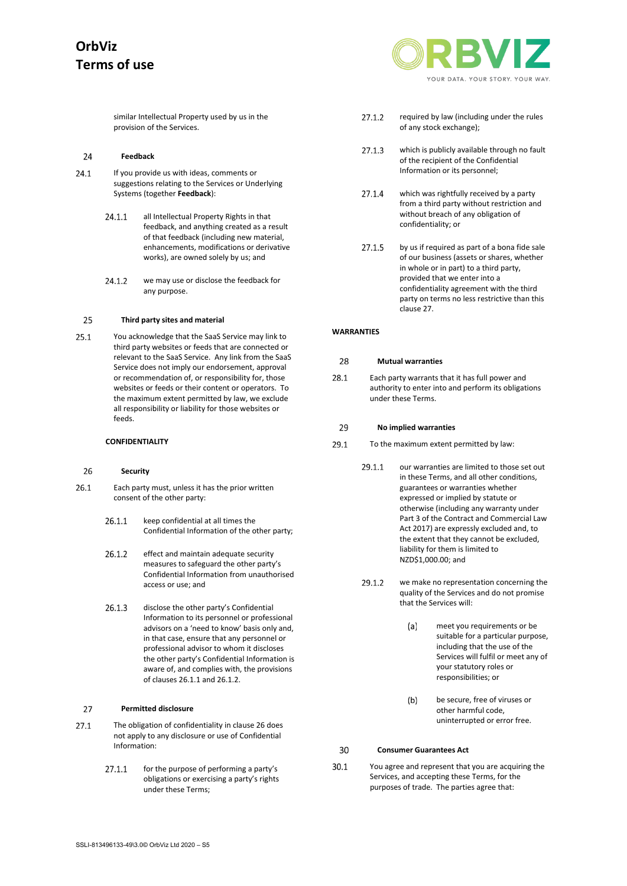similar Intellectual Property used by us in the provision of the Services.

### 24 Feedback

24.1 If you provide us with ideas, comments or suggestions relating to the Services or Underlying Systems (together **Feedback**):

24.1.1 all Intellectual Property Rights in that feedback, and anything created as a result of that feedback (including new material, enhancements, modifications or derivative works), are owned solely by us; and

24.1.2 we may use or disclose the feedback for any purpose.

### 25 Third party sites and material

25.1 You acknowledge that the SaaS Service may link to third party websites or feeds that are connected or relevant to the SaaS Service. Any link from the SaaS Service does not imply our endorsement, approval or recommendation of, or responsibility for, those websites or feeds or their content or operators. To the maximum extent permitted by law, we exclude all responsibility or liability for those websites or feeds.

## CONFIDENTIALITY

### 26 Security

26.1 Each party must, unless it has the prior written consent of the other party:

26.1.1 keep confidential at all times the Confidential Information of the other party;

26.1.2 effect and maintain adequate security measures to safeguard the other party's Confidential Information from unauthorised access or use; and

26.1.3 disclose the other party's Confidential Information to its personnel or professional advisors on a 'need to know' basis only and, in that case, ensure that any personnel or professional advisor to whom it discloses the other party's Confidential Information is aware of, and complies with, the provisions of clauses 26.1.1 and 26.1.2.

### 27 Permitted disclosure

27.1 The obligation of confidentiality in clause 26 does not apply to any disclosure or use of Confidential Information:

27.1.1 for the purpose of performing a party's obligations or exercising a party's rights under these Terms;

27.1.2 required by law (including under the rules of any stock exchange);

27.1.3 which is publicly available through no fault of the recipient of the Confidential Information or its personnel;

27.1.4 which was rightfully received by a party from a third party without restriction and without breach of any obligation of confidentiality; or

27.1.5 by us if required as part of a bona fide sale of our business (assets or shares, whether in whole or in part) to a third party, provided that we enter into a confidentiality agreement with the third party on terms no less restrictive than this clause 27.

## WARRANTIES

### 28 Mutual warranties

28.1 Each party warrants that it has full power and authority to enter into and perform its obligations under these Terms.

### 29 No implied warranties

29.1 To the maximum extent permitted by law:

29.1.1 our warranties are limited to those set out in these Terms, and all other conditions, guarantees or warranties whether expressed or implied by statute or otherwise (including any warranty under Part 3 of the Contract and Commercial Law Act 2017) are expressly excluded and, to the extent that they cannot be excluded, liability for them is limited to NZD$1,000.00; and

29.1.2 we make no representation concerning the quality of the Services and do not promise that the Services will:

(a) meet you requirements or be suitable for a particular purpose, including that the use of the Services will fulfil or meet any of your statutory roles or responsibilities; or

(b) be secure, free of viruses or other harmful code, uninterrupted or error free.

### 30 Consumer Guarantees Act

30.1 You agree and represent that you are acquiring the Services, and accepting these Terms, for the purposes of trade. The parties agree that: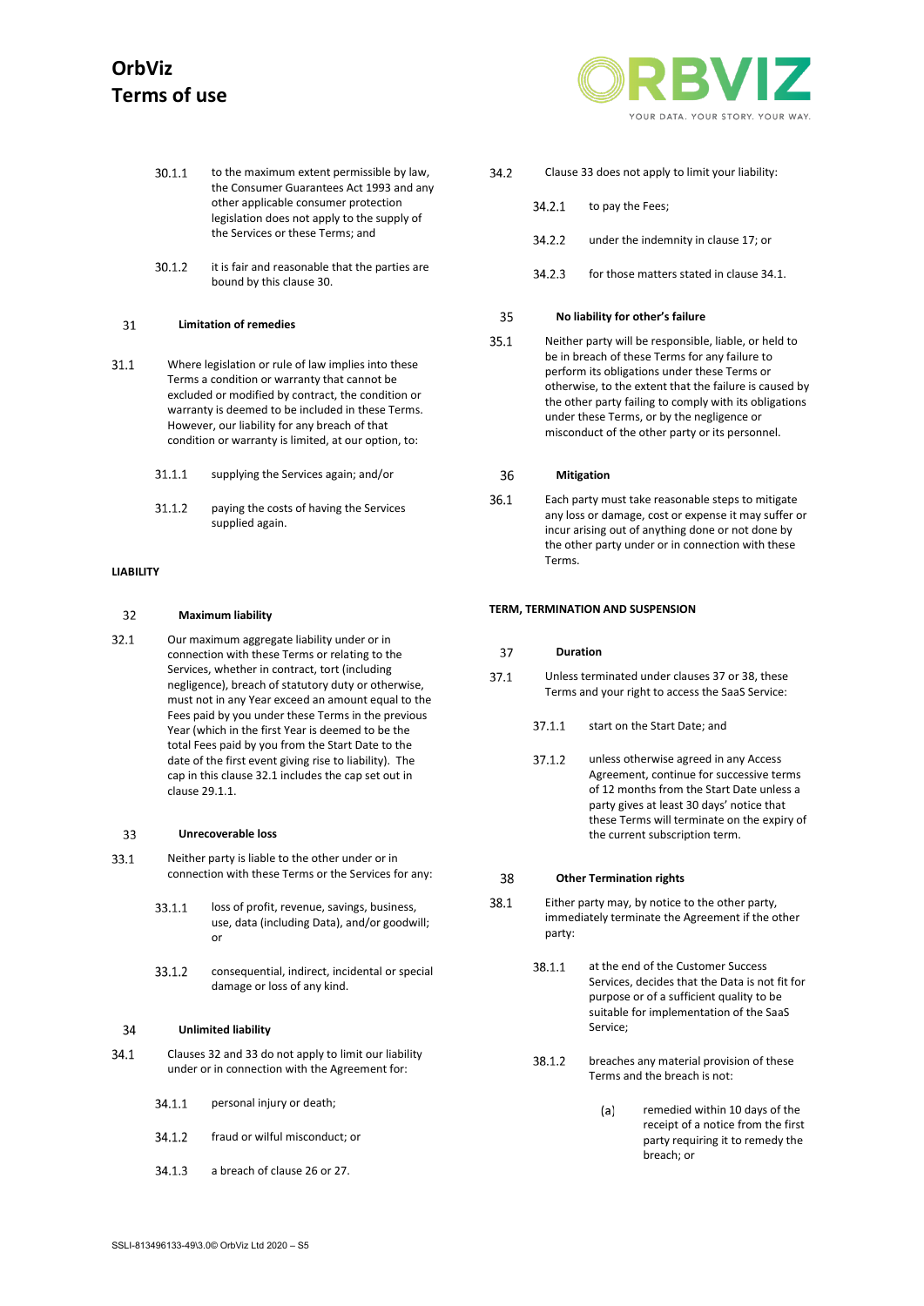30.1.1 to the maximum extent permissible by law, the Consumer Guarantees Act 1993 and any other applicable consumer protection legislation does not apply to the supply of the Services or these Terms; and

30.1.2 it is fair and reasonable that the parties are bound by this clause 30.

### 31 Limitation of remedies

31.1 Where legislation or rule of law implies into these Terms a condition or warranty that cannot be excluded or modified by contract, the condition or warranty is deemed to be included in these Terms. However, our liability for any breach of that condition or warranty is limited, at our option, to:

31.1.1 supplying the Services again; and/or

31.1.2 paying the costs of having the Services supplied again.

## LIABILITY

### 32 Maximum liability

32.1 Our maximum aggregate liability under or in connection with these Terms or relating to the Services, whether in contract, tort (including negligence), breach of statutory duty or otherwise, must not in any Year exceed an amount equal to the Fees paid by you under these Terms in the previous Year (which in the first Year is deemed to be the total Fees paid by you from the Start Date to the date of the first event giving rise to liability). The cap in this clause 32.1 includes the cap set out in clause 29.1.1.

### 33 Unrecoverable loss

33.1 Neither party is liable to the other under or in connection with these Terms or the Services for any:

33.1.1 loss of profit, revenue, savings, business, use, data (including Data), and/or goodwill; or

33.1.2 consequential, indirect, incidental or special damage or loss of any kind.

### 34 Unlimited liability

34.1 Clauses 32 and 33 do not apply to limit our liability under or in connection with the Agreement for:

34.1.1 personal injury or death;

34.1.2 fraud or wilful misconduct; or

34.1.3 a breach of clause 26 or 27.

34.2 Clause 33 does not apply to limit your liability:

34.2.1 to pay the Fees;

34.2.2 under the indemnity in clause 17; or

34.2.3 for those matters stated in clause 34.1.

### 35 No liability for other's failure

35.1 Neither party will be responsible, liable, or held to be in breach of these Terms for any failure to perform its obligations under these Terms or otherwise, to the extent that the failure is caused by the other party failing to comply with its obligations under these Terms, or by the negligence or misconduct of the other party or its personnel.

### 36 Mitigation

36.1 Each party must take reasonable steps to mitigate any loss or damage, cost or expense it may suffer or incur arising out of anything done or not done by the other party under or in connection with these Terms.

## TERM, TERMINATION AND SUSPENSION

### 37 Duration

37.1 Unless terminated under clauses 37 or 38, these Terms and your right to access the SaaS Service:

37.1.1 start on the Start Date; and

37.1.2 unless otherwise agreed in any Access Agreement, continue for successive terms of 12 months from the Start Date unless a party gives at least 30 days' notice that these Terms will terminate on the expiry of the current subscription term.

### 38 Other Termination rights

38.1 Either party may, by notice to the other party, immediately terminate the Agreement if the other party:

38.1.1 at the end of the Customer Success Services, decides that the Data is not fit for purpose or of a sufficient quality to be suitable for implementation of the SaaS Service;

38.1.2 breaches any material provision of these Terms and the breach is not:

(a) remedied within 10 days of the receipt of a notice from the first party requiring it to remedy the breach; or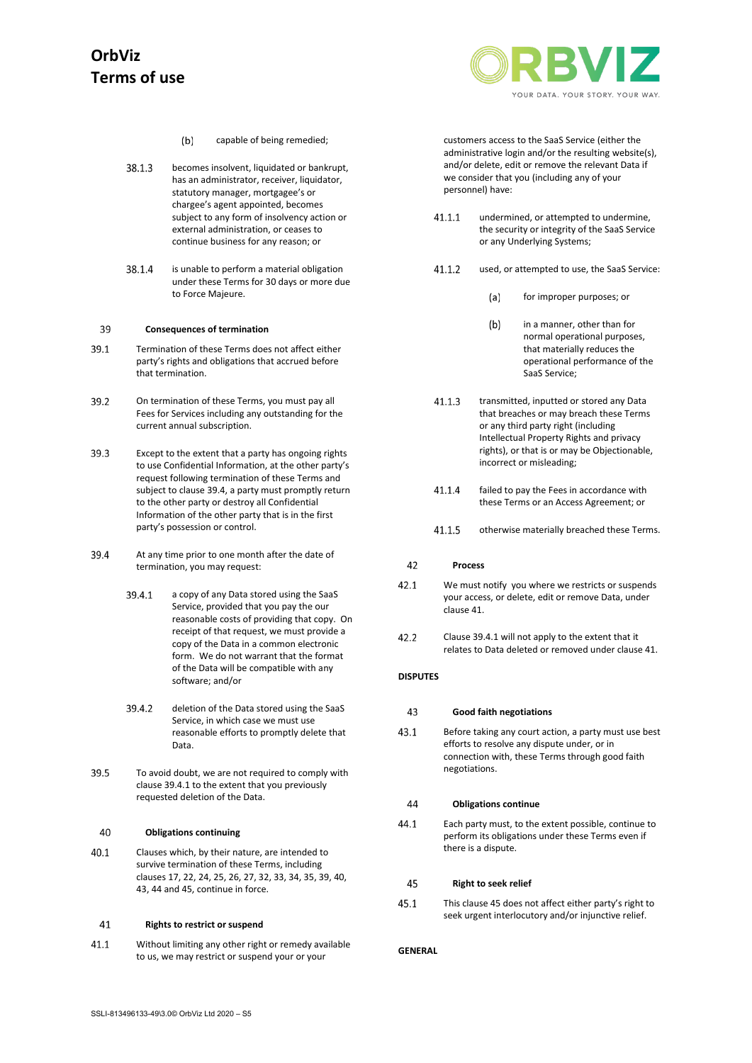(b) capable of being remedied;

38.1.3 becomes insolvent, liquidated or bankrupt, has an administrator, receiver, liquidator, statutory manager, mortgagee's or chargee's agent appointed, becomes subject to any form of insolvency action or external administration, or ceases to continue business for any reason; or

38.1.4 is unable to perform a material obligation under these Terms for 30 days or more due to Force Majeure.

### 39 Consequences of termination

39.1 Termination of these Terms does not affect either party's rights and obligations that accrued before that termination.

39.2 On termination of these Terms, you must pay all Fees for Services including any outstanding for the current annual subscription.

39.3 Except to the extent that a party has ongoing rights to use Confidential Information, at the other party's request following termination of these Terms and subject to clause 39.4, a party must promptly return to the other party or destroy all Confidential Information of the other party that is in the first party's possession or control.

39.4 At any time prior to one month after the date of termination, you may request:

39.4.1 a copy of any Data stored using the SaaS Service, provided that you pay the our reasonable costs of providing that copy. On receipt of that request, we must provide a copy of the Data in a common electronic form. We do not warrant that the format of the Data will be compatible with any software; and/or

39.4.2 deletion of the Data stored using the SaaS Service, in which case we must use reasonable efforts to promptly delete that Data.

39.5 To avoid doubt, we are not required to comply with clause 39.4.1 to the extent that you previously requested deletion of the Data.

### 40 Obligations continuing

40.1 Clauses which, by their nature, are intended to survive termination of these Terms, including clauses 17, 22, 24, 25, 26, 27, 32, 33, 34, 35, 39, 40, 43, 44 and 45, continue in force.

### 41 Rights to restrict or suspend

41.1 Without limiting any other right or remedy available to us, we may restrict or suspend your or your customers access to the SaaS Service (either the administrative login and/or the resulting website(s), and/or delete, edit or remove the relevant Data if we consider that you (including any of your personnel) have:

41.1.1 undermined, or attempted to undermine, the security or integrity of the SaaS Service or any Underlying Systems;

41.1.2 used, or attempted to use, the SaaS Service:

(a) for improper purposes; or

(b) in a manner, other than for normal operational purposes, that materially reduces the operational performance of the SaaS Service;

41.1.3 transmitted, inputted or stored any Data that breaches or may breach these Terms or any third party right (including Intellectual Property Rights and privacy rights), or that is or may be Objectionable, incorrect or misleading;

41.1.4 failed to pay the Fees in accordance with these Terms or an Access Agreement; or

41.1.5 otherwise materially breached these Terms.

### 42 Process

42.1 We must notify you where we restricts or suspends your access, or delete, edit or remove Data, under clause 41.

42.2 Clause 39.4.1 will not apply to the extent that it relates to Data deleted or removed under clause 41.

## DISPUTES

### 43 Good faith negotiations

43.1 Before taking any court action, a party must use best efforts to resolve any dispute under, or in connection with, these Terms through good faith negotiations.

### 44 Obligations continue

44.1 Each party must, to the extent possible, continue to perform its obligations under these Terms even if there is a dispute.

### 45 Right to seek relief

45.1 This clause 45 does not affect either party's right to seek urgent interlocutory and/or injunctive relief.

## GENERAL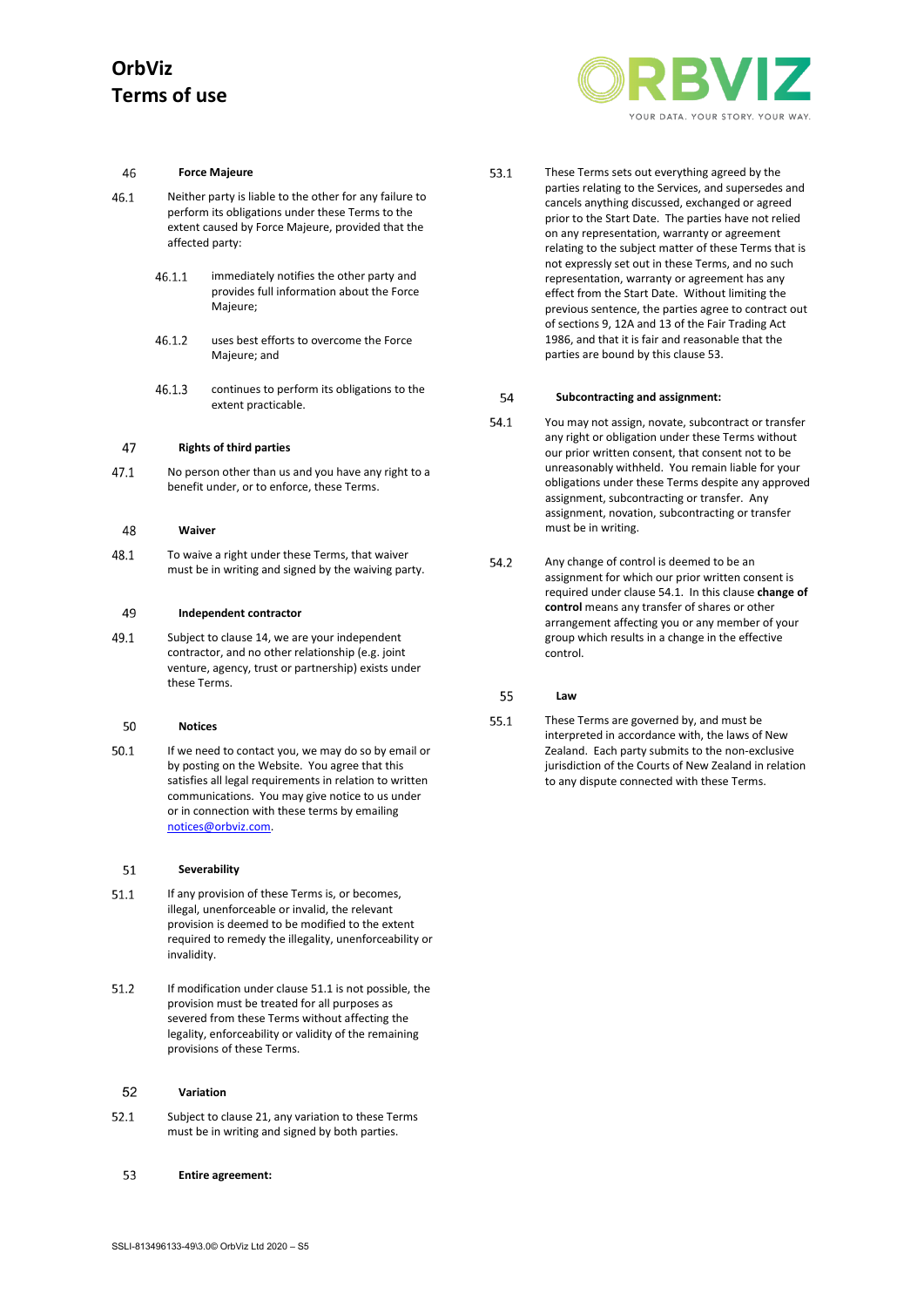## 46 Force Majeure

46.1 Neither party is liable to the other for any failure to perform its obligations under these Terms to the extent caused by Force Majeure, provided that the affected party:

- 46.1.1 immediately notifies the other party and provides full information about the Force Majeure;
- 46.1.2 uses best efforts to overcome the Force Majeure; and
- 46.1.3 continues to perform its obligations to the extent practicable.

## 47 Rights of third parties

47.1 No person other than us and you have any right to a benefit under, or to enforce, these Terms.

## 48 Waiver

48.1 To waive a right under these Terms, that waiver must be in writing and signed by the waiving party.

## 49 Independent contractor

49.1 Subject to clause 14, we are your independent contractor, and no other relationship (e.g. joint venture, agency, trust or partnership) exists under these Terms.

## 50 Notices

50.1 If we need to contact you, we may do so by email or by posting on the Website. You agree that this satisfies all legal requirements in relation to written communications. You may give notice to us under or in connection with these terms by emailing notices@orbviz.com.

## 51 Severability

51.1 If any provision of these Terms is, or becomes, illegal, unenforceable or invalid, the relevant provision is deemed to be modified to the extent required to remedy the illegality, unenforceability or invalidity.

51.2 If modification under clause 51.1 is not possible, the provision must be treated for all purposes as severed from these Terms without affecting the legality, enforceability or validity of the remaining provisions of these Terms.

## 52 Variation

52.1 Subject to clause 21, any variation to these Terms must be in writing and signed by both parties.

## 53 Entire agreement:

53.1 These Terms sets out everything agreed by the parties relating to the Services, and supersedes and cancels anything discussed, exchanged or agreed prior to the Start Date. The parties have not relied on any representation, warranty or agreement relating to the subject matter of these Terms that is not expressly set out in these Terms, and no such representation, warranty or agreement has any effect from the Start Date. Without limiting the previous sentence, the parties agree to contract out of sections 9, 12A and 13 of the Fair Trading Act 1986, and that it is fair and reasonable that the parties are bound by this clause 53.

## 54 Subcontracting and assignment:

54.1 You may not assign, novate, subcontract or transfer any right or obligation under these Terms without our prior written consent, that consent not to be unreasonably withheld. You remain liable for your obligations under these Terms despite any approved assignment, subcontracting or transfer. Any assignment, novation, subcontracting or transfer must be in writing.

54.2 Any change of control is deemed to be an assignment for which our prior written consent is required under clause 54.1. In this clause **change of control** means any transfer of shares or other arrangement affecting you or any member of your group which results in a change in the effective control.

## 55 Law

55.1 These Terms are governed by, and must be interpreted in accordance with, the laws of New Zealand. Each party submits to the non-exclusive jurisdiction of the Courts of New Zealand in relation to any dispute connected with these Terms.

SSLI-813496133-49\3.0© OrbViz Ltd 2020 – S5